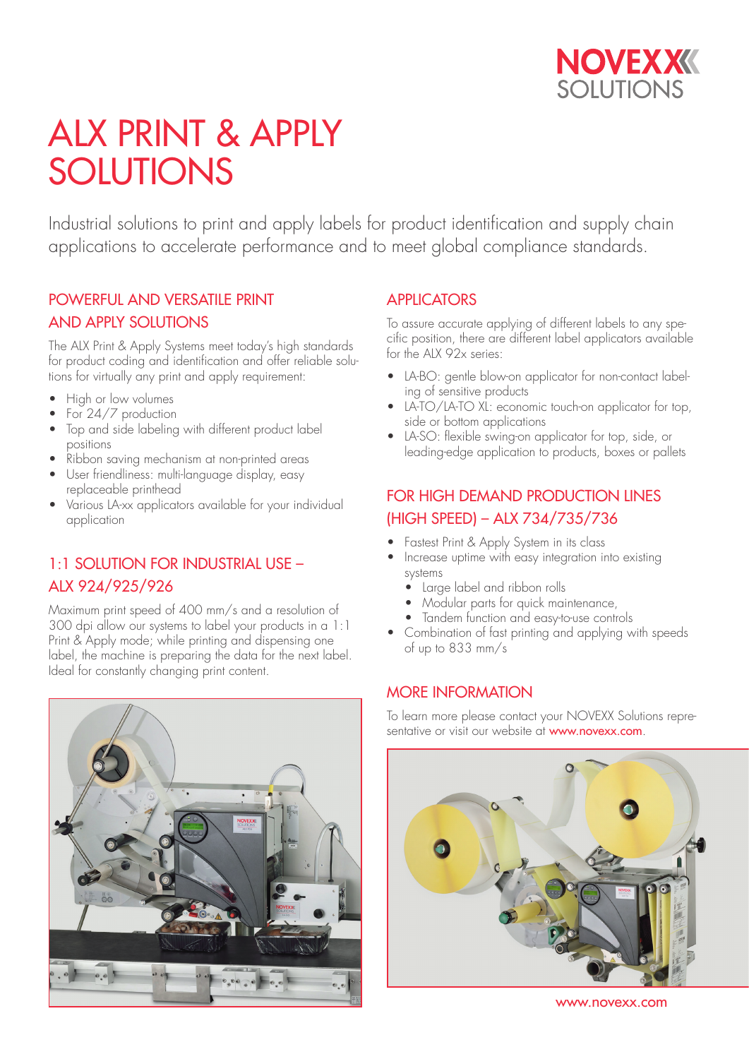# ALX PRINT & APPLY SOLUTIONS

Industrial solutions to print and apply labels for product identification and supply chain applications to accelerate performance and to meet global compliance standards.

## POWERFUL AND VERSATILE PRINT AND APPLY SOLUTIONS

The ALX Print & Apply Systems meet today's high standards for product coding and identification and offer reliable solutions for virtually any print and apply requirement:

- High or low volumes
- For 24/7 production
- Top and side labeling with different product label positions
- Ribbon saving mechanism at non-printed areas
- User friendliness: multi-language display, easy replaceable printhead
- Various LA-xx applicators available for your individual application

## 1:1 SOLUTION FOR INDUSTRIAL USE – ALX 924/925/926

Maximum print speed of 400 mm/s and a resolution of 300 dpi allow our systems to label your products in a 1:1 Print & Apply mode; while printing and dispensing one label, the machine is preparing the data for the next label. Ideal for constantly changing print content.

## APPLICATORS

To assure accurate applying of different labels to any specific position, there are different label applicators available for the ALX 92x series:

- LA-BO: gentle blow-on applicator for non-contact labeling of sensitive products
- LA-TO/LA-TO XL: economic touch-on applicator for top, side or bottom applications
- LA-SO: flexible swing-on applicator for top, side, or leading-edge application to products, boxes or pallets

## FOR HIGH DEMAND PRODUCTION LINES (HIGH SPEED) – ALX 734/735/736

- Fastest Print & Apply System in its class
- Increase uptime with easy integration into existing systems
  - Large label and ribbon rolls
  - Modular parts for quick maintenance,
  - Tandem function and easy-to-use controls
- Combination of fast printing and applying with speeds of up to 833 mm/s

## MORE INFORMATION

To learn more please contact your NOVEXX Solutions representative or visit our website at www.novexx.com.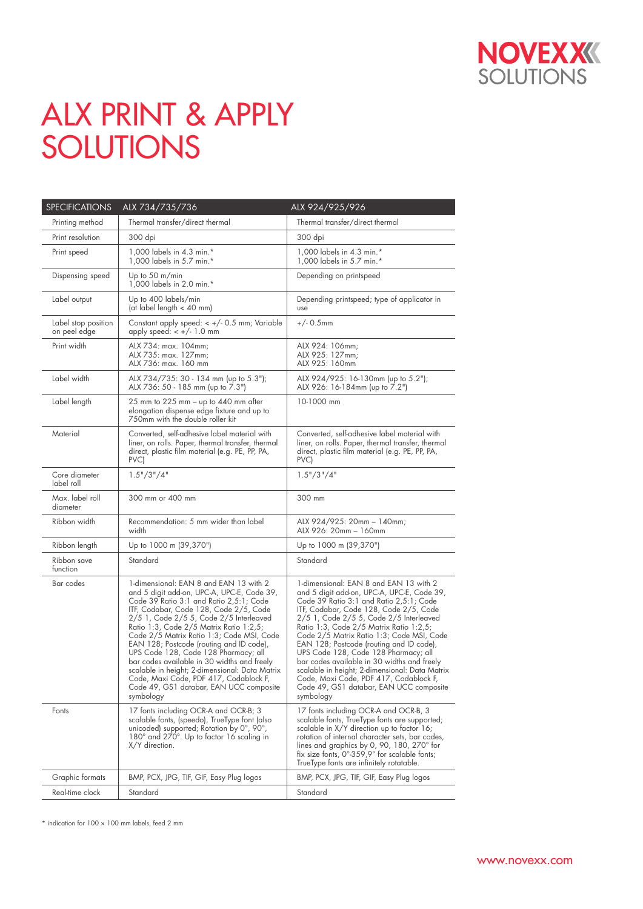NOVEXX SOLUTIONS

# ALX PRINT & APPLY SOLUTIONS

| SPECIFICATIONS | ALX 734/735/736 | ALX 924/925/926 |
|---|---|---|
| Printing method | Thermal transfer/direct thermal | Thermal transfer/direct thermal |
| Print resolution | 300 dpi | 300 dpi |
| Print speed | 1,000 labels in 4.3 min.*<br>1,000 labels in 5.7 min.* | 1,000 labels in 4.3 min.*<br>1,000 labels in 5.7 min.* |
| Dispensing speed | Up to 50 m/min<br>1,000 labels in 2.0 min.* | Depending on printspeed |
| Label output | Up to 400 labels/min<br>(at label length < 40 mm) | Depending printspeed; type of applicator in use |
| Label stop position on peel edge | Constant apply speed: < +/- 0.5 mm; Variable apply speed: < +/- 1.0 mm | +/- 0.5mm |
| Print width | ALX 734: max. 104mm;<br>ALX 735: max. 127mm;<br>ALX 736: max. 160 mm | ALX 924: 106mm;<br>ALX 925: 127mm;<br>ALX 925: 160mm |
| Label width | ALX 734/735: 30 - 134 mm (up to 5.3");<br>ALX 736: 50 - 185 mm (up to 7.3") | ALX 924/925: 16-130mm (up to 5.2");<br>ALX 926: 16-184mm (up to 7.2") |
| Label length | 25 mm to 225 mm – up to 440 mm after elongation dispense edge fixture and up to 750mm with the double roller kit | 10-1000 mm |
| Material | Converted, self-adhesive label material with liner, on rolls. Paper, thermal transfer, thermal direct, plastic film material (e.g. PE, PP, PA, PVC) | Converted, self-adhesive label material with liner, on rolls. Paper, thermal transfer, thermal direct, plastic film material (e.g. PE, PP, PA, PVC) |
| Core diameter label roll | 1.5"/3"/4" | 1.5"/3"/4" |
| Max. label roll diameter | 300 mm or 400 mm | 300 mm |
| Ribbon width | Recommendation: 5 mm wider than label width | ALX 924/925: 20mm – 140mm;<br>ALX 926: 20mm – 160mm |
| Ribbon length | Up to 1000 m (39,370") | Up to 1000 m (39,370") |
| Ribbon save function | Standard | Standard |
| Bar codes | 1-dimensional: EAN 8 and EAN 13 with 2 and 5 digit add-on, UPC-A, UPC-E, Code 39, Code 39 Ratio 3:1 and Ratio 2,5:1; Code ITF, Codabar, Code 128, Code 2/5, Code 2/5 1, Code 2/5 5, Code 2/5 Interleaved Ratio 1:3, Code 2/5 Matrix Ratio 1:2,5; Code 2/5 Matrix Ratio 1:3; Code MSI, Code EAN 128; Postcode (routing and ID code), UPS Code 128, Code 128 Pharmacy; all bar codes available in 30 widths and freely scalable in height; 2-dimensional: Data Matrix Code, Maxi Code, PDF 417, Codablock F, Code 49, GS1 databar, EAN UCC composite symbology | 1-dimensional: EAN 8 and EAN 13 with 2 and 5 digit add-on, UPC-A, UPC-E, Code 39, Code 39 Ratio 3:1 and Ratio 2,5:1; Code ITF, Codabar, Code 128, Code 2/5, Code 2/5 1, Code 2/5 5, Code 2/5 Interleaved Ratio 1:3, Code 2/5 Matrix Ratio 1:2,5; Code 2/5 Matrix Ratio 1:3; Code MSI, Code EAN 128; Postcode (routing and ID code), UPS Code 128, Code 128 Pharmacy; all bar codes available in 30 widths and freely scalable in height; 2-dimensional: Data Matrix Code, Maxi Code, PDF 417, Codablock F, Code 49, GS1 databar, EAN UCC composite symbology |
| Fonts | 17 fonts including OCR-A and OCR-B; 3 scalable fonts, (speedo), TrueType font (also unicoded) supported; Rotation by 0°, 90°, 180° and 270°. Up to factor 16 scaling in X/Y direction. | 17 fonts including OCR-A and OCR-B, 3 scalable fonts, TrueType fonts are supported; scalable in X/Y direction up to factor 16; rotation of internal character sets, bar codes, lines and graphics by 0, 90, 180, 270° for fix size fonts, 0°-359,9° for scalable fonts; TrueType fonts are infinitely rotatable. |
| Graphic formats | BMP, PCX, JPG, TIF, GIF, Easy Plug logos | BMP, PCX, JPG, TIF, GIF, Easy Plug logos |
| Real-time clock | Standard | Standard |

* indication for 100 x 100 mm labels, feed 2 mm

www.novexx.com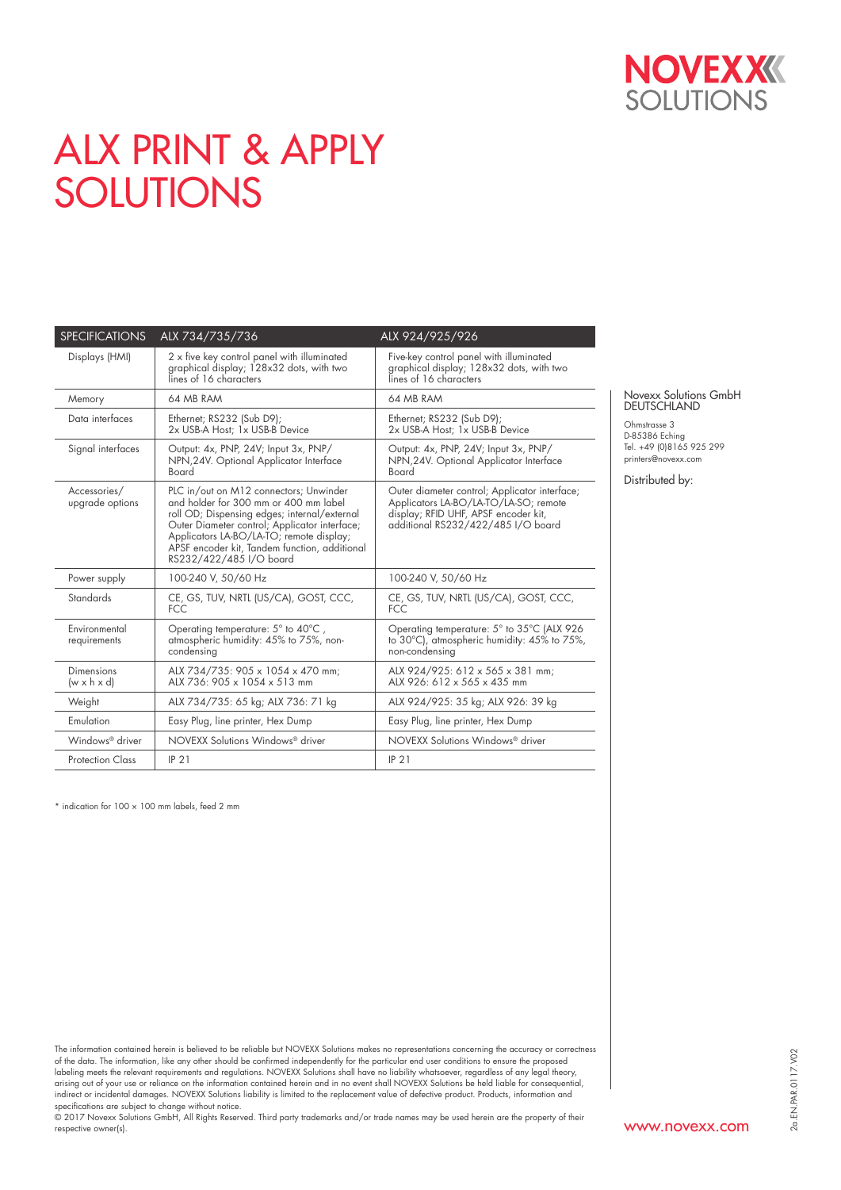NOVEXX SOLUTIONS

# ALX PRINT & APPLY SOLUTIONS

| SPECIFICATIONS | ALX 734/735/736 | ALX 924/925/926 |
|---|---|---|
| Displays (HMI) | 2 x five key control panel with illuminated graphical display; 128x32 dots, with two lines of 16 characters | Five-key control panel with illuminated graphical display; 128x32 dots, with two lines of 16 characters |
| Memory | 64 MB RAM | 64 MB RAM |
| Data interfaces | Ethernet; RS232 (Sub D9); 2x USB-A Host; 1x USB-B Device | Ethernet; RS232 (Sub D9); 2x USB-A Host; 1x USB-B Device |
| Signal interfaces | Output: 4x, PNP, 24V; Input 3x, PNP/ NPN,24V. Optional Applicator Interface Board | Output: 4x, PNP, 24V; Input 3x, PNP/ NPN,24V. Optional Applicator Interface Board |
| Accessories/ upgrade options | PLC in/out on M12 connectors; Unwinder and holder for 300 mm or 400 mm label roll OD; Dispensing edges; internal/external Outer Diameter control; Applicator interface; Applicators LA-BO/LA-TO; remote display; APSF encoder kit, Tandem function, additional RS232/422/485 I/O board | Outer diameter control; Applicator interface; Applicators LA-BO/LA-TO/LA-SO; remote display; RFID UHF, APSF encoder kit, additional RS232/422/485 I/O board |
| Power supply | 100-240 V, 50/60 Hz | 100-240 V, 50/60 Hz |
| Standards | CE, GS, TUV, NRTL (US/CA), GOST, CCC, FCC | CE, GS, TUV, NRTL (US/CA), GOST, CCC, FCC |
| Environmental requirements | Operating temperature: 5° to 40°C , atmospheric humidity: 45% to 75%, non-condensing | Operating temperature: 5° to 35°C (ALX 926 to 30°C), atmospheric humidity: 45% to 75%, non-condensing |
| Dimensions (w x h x d) | ALX 734/735: 905 x 1054 x 470 mm; ALX 736: 905 x 1054 x 513 mm | ALX 924/925: 612 x 565 x 381 mm; ALX 926: 612 x 565 x 435 mm |
| Weight | ALX 734/735: 65 kg; ALX 736: 71 kg | ALX 924/925: 35 kg; ALX 926: 39 kg |
| Emulation | Easy Plug, line printer, Hex Dump | Easy Plug, line printer, Hex Dump |
| Windows® driver | NOVEXX Solutions Windows® driver | NOVEXX Solutions Windows® driver |
| Protection Class | IP 21 | IP 21 |

* indication for 100 × 100 mm labels, feed 2 mm

Novexx Solutions GmbH
DEUTSCHLAND

Ohmstrasse 3
D-85386 Eching
Tel. +49 (0)8165 925 299
printers@novexx.com

Distributed by:

The information contained herein is believed to be reliable but NOVEXX Solutions makes no representations concerning the accuracy or correctness of the data. The information, like any other should be confirmed independently for the particular end user conditions to ensure the proposed labeling meets the relevant requirements and regulations. NOVEXX Solutions shall have no liability whatsoever, regardless of any legal theory, arising out of your use or reliance on the information contained herein and in no event shall NOVEXX Solutions be held liable for consequential, indirect or incidental damages. NOVEXX Solutions liability is limited to the replacement value of defective product. Products, information and specifications are subject to change without notice.
© 2017 Novexx Solutions GmbH, All Rights Reserved. Third party trademarks and/or trade names may be used herein are the property of their respective owner(s).

www.novexx.com

2a.EN.PAR.0117.V02